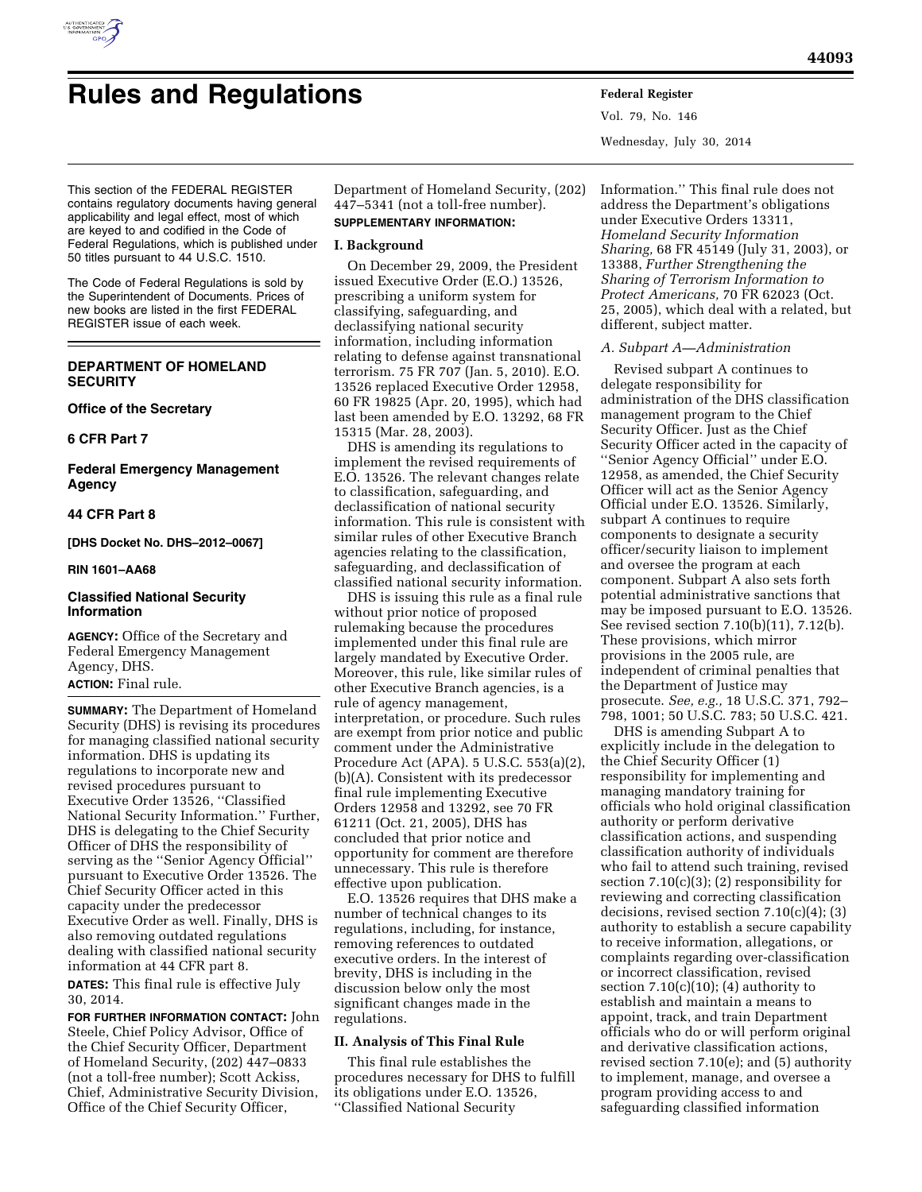# Rules and Regulations

This section of the FEDERAL REGISTER contains regulatory documents having general applicability and legal effect, most of which are keyed to and codified in the Code of Federal Regulations, which is published under 50 titles pursuant to 44 U.S.C. 1510.

The Code of Federal Regulations is sold by the Superintendent of Documents. Prices of new books are listed in the first FEDERAL REGISTER issue of each week.

## DEPARTMENT OF HOMELAND SECURITY

**Office of the Secretary**

**6 CFR Part 7**

**Federal Emergency Management Agency**

**44 CFR Part 8**

**[DHS Docket No. DHS–2012–0067]**

**RIN 1601–AA68**

## Classified National Security Information

**AGENCY:** Office of the Secretary and Federal Emergency Management Agency, DHS.

**ACTION:** Final rule.

**SUMMARY:** The Department of Homeland Security (DHS) is revising its procedures for managing classified national security information. DHS is updating its regulations to incorporate new and revised procedures pursuant to Executive Order 13526, ''Classified National Security Information.'' Further, DHS is delegating to the Chief Security Officer of DHS the responsibility of serving as the ''Senior Agency Official'' pursuant to Executive Order 13526. The Chief Security Officer acted in this capacity under the predecessor Executive Order as well. Finally, DHS is also removing outdated regulations dealing with classified national security information at 44 CFR part 8.

**DATES:** This final rule is effective July 30, 2014.

**FOR FURTHER INFORMATION CONTACT:** John Steele, Chief Policy Advisor, Office of the Chief Security Officer, Department of Homeland Security, (202) 447–0833 (not a toll-free number); Scott Ackiss, Chief, Administrative Security Division, Office of the Chief Security Officer, Department of Homeland Security, (202) 447–5341 (not a toll-free number).

**SUPPLEMENTARY INFORMATION:**

### I. Background

On December 29, 2009, the President issued Executive Order (E.O.) 13526, prescribing a uniform system for classifying, safeguarding, and declassifying national security information, including information relating to defense against transnational terrorism. 75 FR 707 (Jan. 5, 2010). E.O. 13526 replaced Executive Order 12958, 60 FR 19825 (Apr. 20, 1995), which had last been amended by E.O. 13292, 68 FR 15315 (Mar. 28, 2003).

DHS is amending its regulations to implement the revised requirements of E.O. 13526. The relevant changes relate to classification, safeguarding, and declassification of national security information. This rule is consistent with similar rules of other Executive Branch agencies relating to the classification, safeguarding, and declassification of classified national security information.

DHS is issuing this rule as a final rule without prior notice of proposed rulemaking because the procedures implemented under this final rule are largely mandated by Executive Order. Moreover, this rule, like similar rules of other Executive Branch agencies, is a rule of agency management, interpretation, or procedure. Such rules are exempt from prior notice and public comment under the Administrative Procedure Act (APA). 5 U.S.C. 553(a)(2), (b)(A). Consistent with its predecessor final rule implementing Executive Orders 12958 and 13292, see 70 FR 61211 (Oct. 21, 2005), DHS has concluded that prior notice and opportunity for comment are therefore unnecessary. This rule is therefore effective upon publication.

E.O. 13526 requires that DHS make a number of technical changes to its regulations, including, for instance, removing references to outdated executive orders. In the interest of brevity, DHS is including in the discussion below only the most significant changes made in the regulations.

### II. Analysis of This Final Rule

This final rule establishes the procedures necessary for DHS to fulfill its obligations under E.O. 13526, ''Classified National Security Information.'' This final rule does not address the Department's obligations under Executive Orders 13311, *Homeland Security Information Sharing,* 68 FR 45149 (July 31, 2003), or 13388, *Further Strengthening the Sharing of Terrorism Information to Protect Americans,* 70 FR 62023 (Oct. 25, 2005), which deal with a related, but different, subject matter.

*A. Subpart A—Administration*

Revised subpart A continues to delegate responsibility for administration of the DHS classification management program to the Chief Security Officer. Just as the Chief Security Officer acted in the capacity of ''Senior Agency Official'' under E.O. 12958, as amended, the Chief Security Officer will act as the Senior Agency Official under E.O. 13526. Similarly, subpart A continues to require components to designate a security officer/security liaison to implement and oversee the program at each component. Subpart A also sets forth potential administrative sanctions that may be imposed pursuant to E.O. 13526. See revised section 7.10(b)(11), 7.12(b). These provisions, which mirror provisions in the 2005 rule, are independent of criminal penalties that the Department of Justice may prosecute. *See, e.g.,* 18 U.S.C. 371, 792–798, 1001; 50 U.S.C. 783; 50 U.S.C. 421.

DHS is amending Subpart A to explicitly include in the delegation to the Chief Security Officer (1) responsibility for implementing and managing mandatory training for officials who hold original classification authority or perform derivative classification actions, and suspending classification authority of individuals who fail to attend such training, revised section 7.10(c)(3); (2) responsibility for reviewing and correcting classification decisions, revised section 7.10(c)(4); (3) authority to establish a secure capability to receive information, allegations, or complaints regarding over-classification or incorrect classification, revised section 7.10(c)(10); (4) authority to establish and maintain a means to appoint, track, and train Department officials who do or will perform original and derivative classification actions, revised section 7.10(e); and (5) authority to implement, manage, and oversee a program providing access to and safeguarding classified information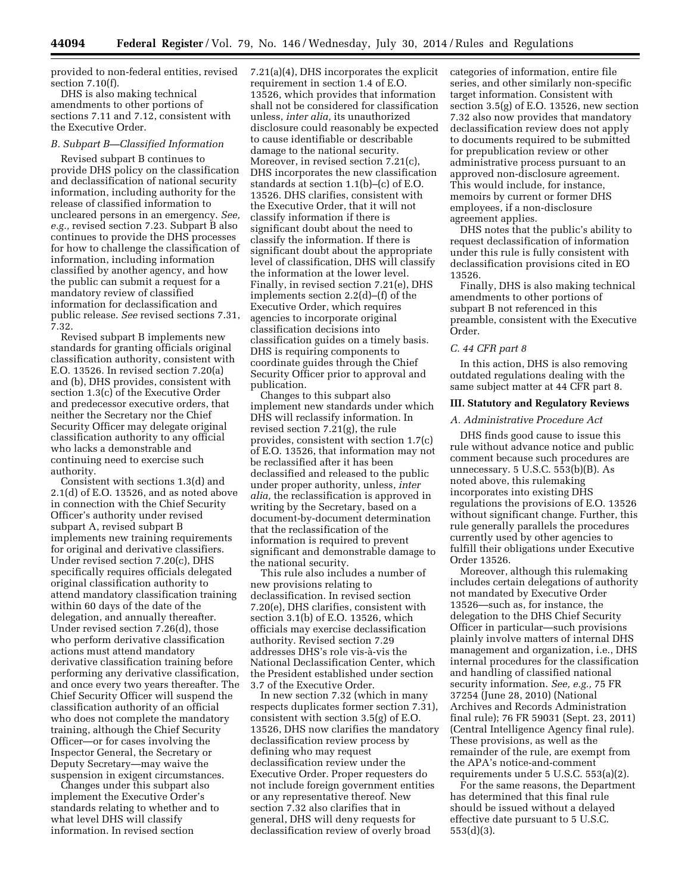provided to non-federal entities, revised section 7.10(f).

DHS is also making technical amendments to other portions of sections 7.11 and 7.12, consistent with the Executive Order.

### B. Subpart B—Classified Information

Revised subpart B continues to provide DHS policy on the classification and declassification of national security information, including authority for the release of classified information to uncleared persons in an emergency. *See, e.g.,* revised section 7.23. Subpart B also continues to provide the DHS processes for how to challenge the classification of information, including information classified by another agency, and how the public can submit a request for a mandatory review of classified information for declassification and public release. *See* revised sections 7.31, 7.32.

Revised subpart B implements new standards for granting officials original classification authority, consistent with E.O. 13526. In revised section 7.20(a) and (b), DHS provides, consistent with section 1.3(c) of the Executive Order and predecessor executive orders, that neither the Secretary nor the Chief Security Officer may delegate original classification authority to any official who lacks a demonstrable and continuing need to exercise such authority.

Consistent with sections 1.3(d) and 2.1(d) of E.O. 13526, and as noted above in connection with the Chief Security Officer's authority under revised subpart A, revised subpart B implements new training requirements for original and derivative classifiers. Under revised section 7.20(c), DHS specifically requires officials delegated original classification authority to attend mandatory classification training within 60 days of the date of the delegation, and annually thereafter. Under revised section 7.26(d), those who perform derivative classification actions must attend mandatory derivative classification training before performing any derivative classification, and once every two years thereafter. The Chief Security Officer will suspend the classification authority of an official who does not complete the mandatory training, although the Chief Security Officer—or for cases involving the Inspector General, the Secretary or Deputy Secretary—may waive the suspension in exigent circumstances.

Changes under this subpart also implement the Executive Order's standards relating to whether and to what level DHS will classify information. In revised section 7.21(a)(4), DHS incorporates the explicit requirement in section 1.4 of E.O. 13526, which provides that information shall not be considered for classification unless, *inter alia,* its unauthorized disclosure could reasonably be expected to cause identifiable or describable damage to the national security. Moreover, in revised section 7.21(c), DHS incorporates the new classification standards at section 1.1(b)–(c) of E.O. 13526. DHS clarifies, consistent with the Executive Order, that it will not classify information if there is significant doubt about the need to classify the information. If there is significant doubt about the appropriate level of classification, DHS will classify the information at the lower level. Finally, in revised section 7.21(e), DHS implements section 2.2(d)–(f) of the Executive Order, which requires agencies to incorporate original classification decisions into classification guides on a timely basis. DHS is requiring components to coordinate guides through the Chief Security Officer prior to approval and publication.

Changes to this subpart also implement new standards under which DHS will reclassify information. In revised section 7.21(g), the rule provides, consistent with section 1.7(c) of E.O. 13526, that information may not be reclassified after it has been declassified and released to the public under proper authority, unless, *inter alia,* the reclassification is approved in writing by the Secretary, based on a document-by-document determination that the reclassification of the information is required to prevent significant and demonstrable damage to the national security.

This rule also includes a number of new provisions relating to declassification. In revised section 7.20(e), DHS clarifies, consistent with section 3.1(b) of E.O. 13526, which officials may exercise declassification authority. Revised section 7.29 addresses DHS's role vis-à-vis the National Declassification Center, which the President established under section 3.7 of the Executive Order.

In new section 7.32 (which in many respects duplicates former section 7.31), consistent with section 3.5(g) of E.O. 13526, DHS now clarifies the mandatory declassification review process by defining who may request declassification review under the Executive Order. Proper requesters do not include foreign government entities or any representative thereof. New section 7.32 also clarifies that in general, DHS will deny requests for declassification review of overly broad categories of information, entire file series, and other similarly non-specific target information. Consistent with section 3.5(g) of E.O. 13526, new section 7.32 also now provides that mandatory declassification review does not apply to documents required to be submitted for prepublication review or other administrative process pursuant to an approved non-disclosure agreement. This would include, for instance, memoirs by current or former DHS employees, if a non-disclosure agreement applies.

DHS notes that the public's ability to request declassification of information under this rule is fully consistent with declassification provisions cited in EO 13526.

Finally, DHS is also making technical amendments to other portions of subpart B not referenced in this preamble, consistent with the Executive Order.

### C. 44 CFR part 8

In this action, DHS is also removing outdated regulations dealing with the same subject matter at 44 CFR part 8.

## III. Statutory and Regulatory Reviews

### A. Administrative Procedure Act

DHS finds good cause to issue this rule without advance notice and public comment because such procedures are unnecessary. 5 U.S.C. 553(b)(B). As noted above, this rulemaking incorporates into existing DHS regulations the provisions of E.O. 13526 without significant change. Further, this rule generally parallels the procedures currently used by other agencies to fulfill their obligations under Executive Order 13526.

Moreover, although this rulemaking includes certain delegations of authority not mandated by Executive Order 13526—such as, for instance, the delegation to the DHS Chief Security Officer in particular—such provisions plainly involve matters of internal DHS management and organization, i.e., DHS internal procedures for the classification and handling of classified national security information. *See, e.g.,* 75 FR 37254 (June 28, 2010) (National Archives and Records Administration final rule); 76 FR 59031 (Sept. 23, 2011) (Central Intelligence Agency final rule). These provisions, as well as the remainder of the rule, are exempt from the APA's notice-and-comment requirements under 5 U.S.C. 553(a)(2).

For the same reasons, the Department has determined that this final rule should be issued without a delayed effective date pursuant to 5 U.S.C. 553(d)(3).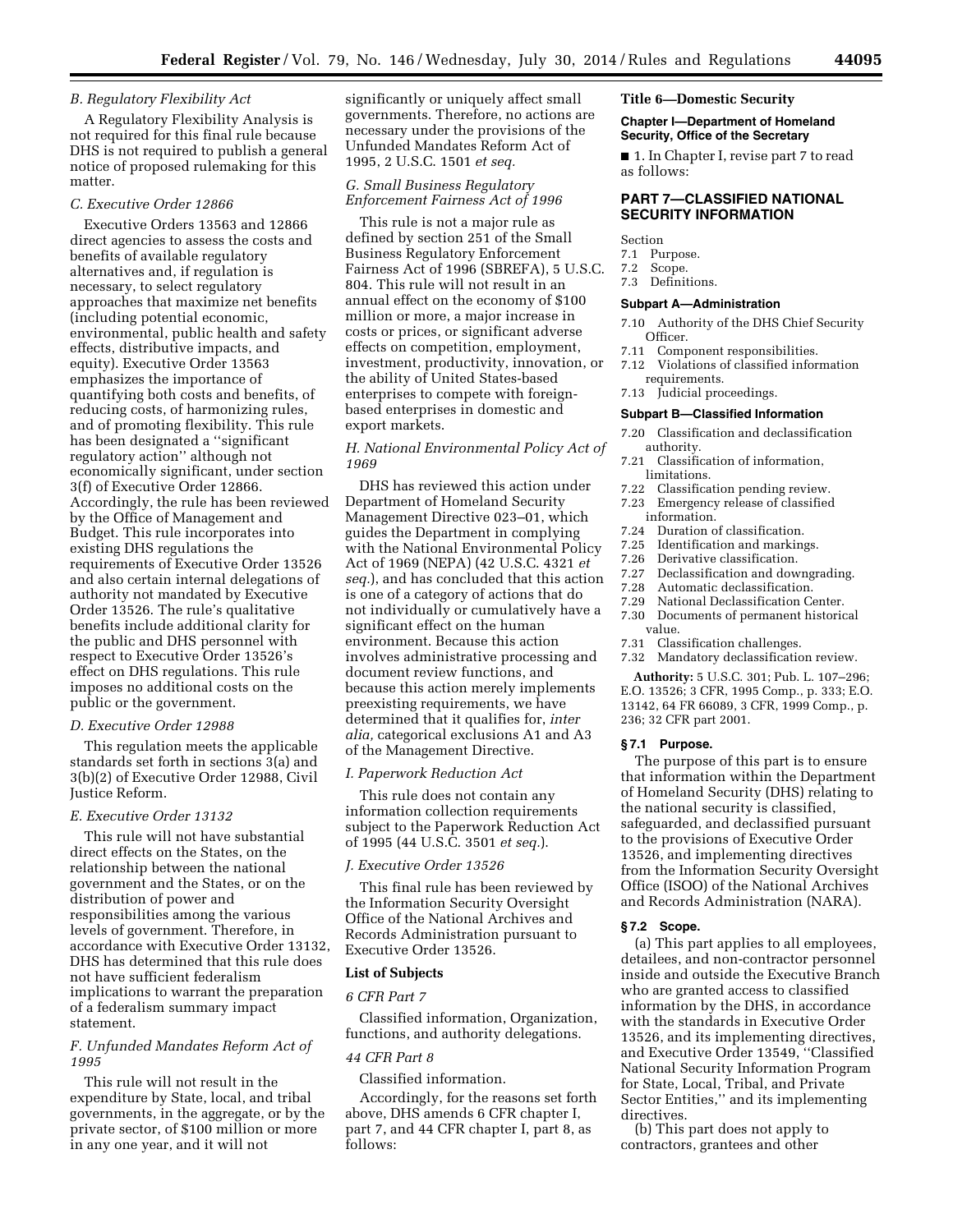### B. Regulatory Flexibility Act

A Regulatory Flexibility Analysis is not required for this final rule because DHS is not required to publish a general notice of proposed rulemaking for this matter.

### C. Executive Order 12866

Executive Orders 13563 and 12866 direct agencies to assess the costs and benefits of available regulatory alternatives and, if regulation is necessary, to select regulatory approaches that maximize net benefits (including potential economic, environmental, public health and safety effects, distributive impacts, and equity). Executive Order 13563 emphasizes the importance of quantifying both costs and benefits, of reducing costs, of harmonizing rules, and of promoting flexibility. This rule has been designated a ''significant regulatory action'' although not economically significant, under section 3(f) of Executive Order 12866. Accordingly, the rule has been reviewed by the Office of Management and Budget. This rule incorporates into existing DHS regulations the requirements of Executive Order 13526 and also certain internal delegations of authority not mandated by Executive Order 13526. The rule's qualitative benefits include additional clarity for the public and DHS personnel with respect to Executive Order 13526's effect on DHS regulations. This rule imposes no additional costs on the public or the government.

### D. Executive Order 12988

This regulation meets the applicable standards set forth in sections 3(a) and 3(b)(2) of Executive Order 12988, Civil Justice Reform.

### E. Executive Order 13132

This rule will not have substantial direct effects on the States, on the relationship between the national government and the States, or on the distribution of power and responsibilities among the various levels of government. Therefore, in accordance with Executive Order 13132, DHS has determined that this rule does not have sufficient federalism implications to warrant the preparation of a federalism summary impact statement.

### F. Unfunded Mandates Reform Act of 1995

This rule will not result in the expenditure by State, local, and tribal governments, in the aggregate, or by the private sector, of $100 million or more in any one year, and it will not significantly or uniquely affect small governments. Therefore, no actions are necessary under the provisions of the Unfunded Mandates Reform Act of 1995, 2 U.S.C. 1501 *et seq.*

### G. Small Business Regulatory Enforcement Fairness Act of 1996

This rule is not a major rule as defined by section 251 of the Small Business Regulatory Enforcement Fairness Act of 1996 (SBREFA), 5 U.S.C. 804. This rule will not result in an annual effect on the economy of $100 million or more, a major increase in costs or prices, or significant adverse effects on competition, employment, investment, productivity, innovation, or the ability of United States-based enterprises to compete with foreign-based enterprises in domestic and export markets.

### H. National Environmental Policy Act of 1969

DHS has reviewed this action under Department of Homeland Security Management Directive 023–01, which guides the Department in complying with the National Environmental Policy Act of 1969 (NEPA) (42 U.S.C. 4321 *et seq.*), and has concluded that this action is one of a category of actions that do not individually or cumulatively have a significant effect on the human environment. Because this action involves administrative processing and document review functions, and because this action merely implements preexisting requirements, we have determined that it qualifies for, *inter alia,* categorical exclusions A1 and A3 of the Management Directive.

### I. Paperwork Reduction Act

This rule does not contain any information collection requirements subject to the Paperwork Reduction Act of 1995 (44 U.S.C. 3501 *et seq.*).

### J. Executive Order 13526

This final rule has been reviewed by the Information Security Oversight Office of the National Archives and Records Administration pursuant to Executive Order 13526.

## List of Subjects

### 6 CFR Part 7

Classified information, Organization, functions, and authority delegations.

### 44 CFR Part 8

Classified information.

Accordingly, for the reasons set forth above, DHS amends 6 CFR chapter I, part 7, and 44 CFR chapter I, part 8, as follows:

## Title 6—Domestic Security

### Chapter I—Department of Homeland Security, Office of the Secretary

■ 1. In Chapter I, revise part 7 to read as follows:

## PART 7—CLASSIFIED NATIONAL SECURITY INFORMATION

Section
7.1 Purpose.
7.2 Scope.
7.3 Definitions.

**Subpart A—Administration**

7.10 Authority of the DHS Chief Security Officer.
7.11 Component responsibilities.
7.12 Violations of classified information requirements.
7.13 Judicial proceedings.

**Subpart B—Classified Information**

7.20 Classification and declassification authority.
7.21 Classification of information, limitations.
7.22 Classification pending review.
7.23 Emergency release of classified information.
7.24 Duration of classification.
7.25 Identification and markings.
7.26 Derivative classification.
7.27 Declassification and downgrading.
7.28 Automatic declassification.
7.29 National Declassification Center.
7.30 Documents of permanent historical value.
7.31 Classification challenges.
7.32 Mandatory declassification review.

**Authority:** 5 U.S.C. 301; Pub. L. 107–296; E.O. 13526; 3 CFR, 1995 Comp., p. 333; E.O. 13142, 64 FR 66089, 3 CFR, 1999 Comp., p. 236; 32 CFR part 2001.

### § 7.1 Purpose.

The purpose of this part is to ensure that information within the Department of Homeland Security (DHS) relating to the national security is classified, safeguarded, and declassified pursuant to the provisions of Executive Order 13526, and implementing directives from the Information Security Oversight Office (ISOO) of the National Archives and Records Administration (NARA).

### § 7.2 Scope.

(a) This part applies to all employees, detailees, and non-contractor personnel inside and outside the Executive Branch who are granted access to classified information by the DHS, in accordance with the standards in Executive Order 13526, and its implementing directives, and Executive Order 13549, ''Classified National Security Information Program for State, Local, Tribal, and Private Sector Entities,'' and its implementing directives.

(b) This part does not apply to contractors, grantees and other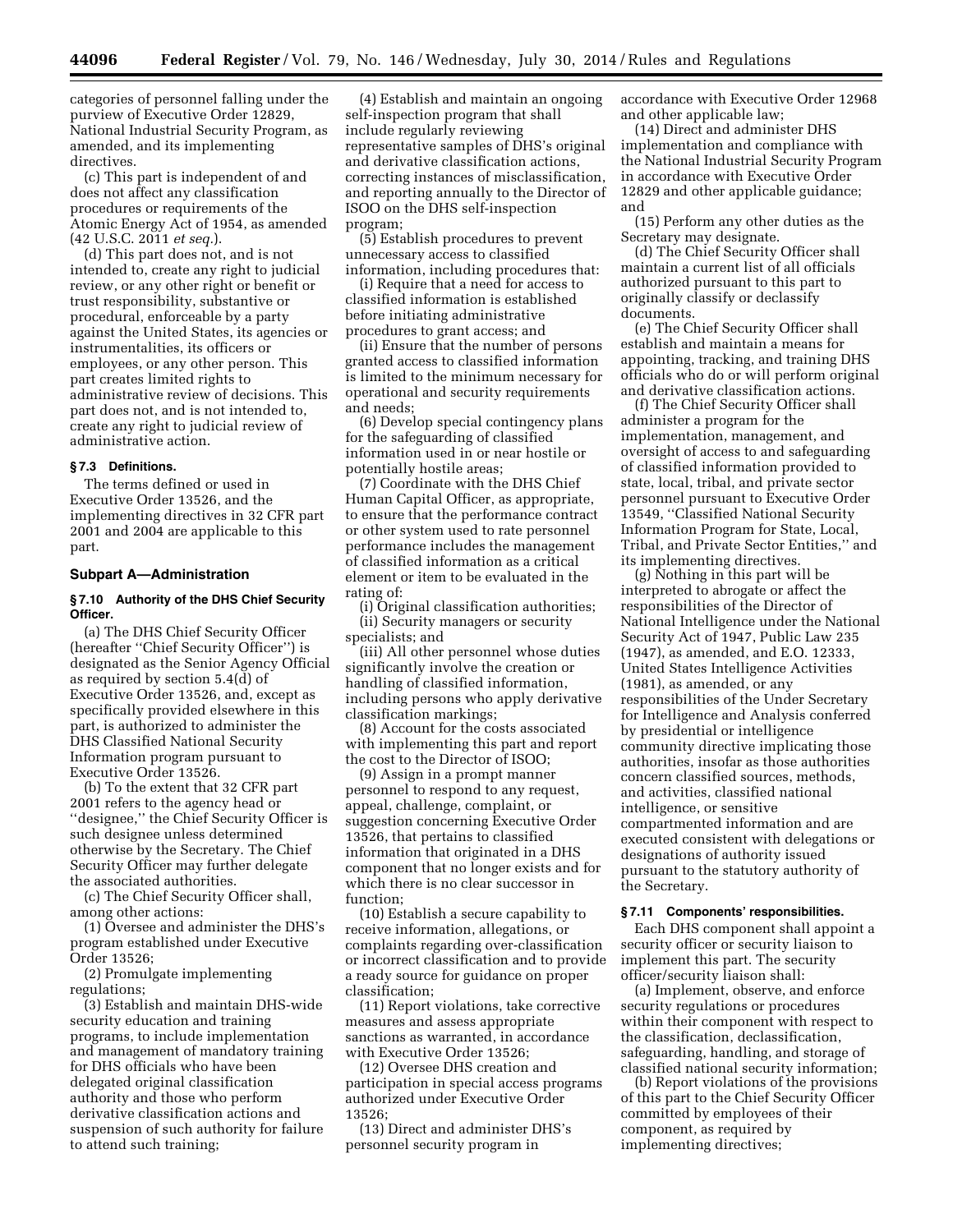categories of personnel falling under the purview of Executive Order 12829, National Industrial Security Program, as amended, and its implementing directives.

(c) This part is independent of and does not affect any classification procedures or requirements of the Atomic Energy Act of 1954, as amended (42 U.S.C. 2011 *et seq.*).

(d) This part does not, and is not intended to, create any right to judicial review, or any other right or benefit or trust responsibility, substantive or procedural, enforceable by a party against the United States, its agencies or instrumentalities, its officers or employees, or any other person. This part creates limited rights to administrative review of decisions. This part does not, and is not intended to, create any right to judicial review of administrative action.

### § 7.3 Definitions.

The terms defined or used in Executive Order 13526, and the implementing directives in 32 CFR part 2001 and 2004 are applicable to this part.

## Subpart A—Administration

### § 7.10 Authority of the DHS Chief Security Officer.

(a) The DHS Chief Security Officer (hereafter ''Chief Security Officer'') is designated as the Senior Agency Official as required by section 5.4(d) of Executive Order 13526, and, except as specifically provided elsewhere in this part, is authorized to administer the DHS Classified National Security Information program pursuant to Executive Order 13526.

(b) To the extent that 32 CFR part 2001 refers to the agency head or ''designee,'' the Chief Security Officer is such designee unless determined otherwise by the Secretary. The Chief Security Officer may further delegate the associated authorities.

(c) The Chief Security Officer shall, among other actions:

(1) Oversee and administer the DHS's program established under Executive Order 13526;

(2) Promulgate implementing regulations;

(3) Establish and maintain DHS-wide security education and training programs, to include implementation and management of mandatory training for DHS officials who have been delegated original classification authority and those who perform derivative classification actions and suspension of such authority for failure to attend such training;

(4) Establish and maintain an ongoing self-inspection program that shall include regularly reviewing representative samples of DHS's original and derivative classification actions, correcting instances of misclassification, and reporting annually to the Director of ISOO on the DHS self-inspection program;

(5) Establish procedures to prevent unnecessary access to classified information, including procedures that:

(i) Require that a need for access to classified information is established before initiating administrative procedures to grant access; and

(ii) Ensure that the number of persons granted access to classified information is limited to the minimum necessary for operational and security requirements and needs;

(6) Develop special contingency plans for the safeguarding of classified information used in or near hostile or potentially hostile areas;

(7) Coordinate with the DHS Chief Human Capital Officer, as appropriate, to ensure that the performance contract or other system used to rate personnel performance includes the management of classified information as a critical element or item to be evaluated in the rating of:

(i) Original classification authorities;

(ii) Security managers or security specialists; and

(iii) All other personnel whose duties significantly involve the creation or handling of classified information, including persons who apply derivative classification markings;

(8) Account for the costs associated with implementing this part and report the cost to the Director of ISOO;

(9) Assign in a prompt manner personnel to respond to any request, appeal, challenge, complaint, or suggestion concerning Executive Order 13526, that pertains to classified information that originated in a DHS component that no longer exists and for which there is no clear successor in function;

(10) Establish a secure capability to receive information, allegations, or complaints regarding over-classification or incorrect classification and to provide a ready source for guidance on proper classification;

(11) Report violations, take corrective measures and assess appropriate sanctions as warranted, in accordance with Executive Order 13526;

(12) Oversee DHS creation and participation in special access programs authorized under Executive Order 13526;

(13) Direct and administer DHS's personnel security program in accordance with Executive Order 12968 and other applicable law;

(14) Direct and administer DHS implementation and compliance with the National Industrial Security Program in accordance with Executive Order 12829 and other applicable guidance; and

(15) Perform any other duties as the Secretary may designate.

(d) The Chief Security Officer shall maintain a current list of all officials authorized pursuant to this part to originally classify or declassify documents.

(e) The Chief Security Officer shall establish and maintain a means for appointing, tracking, and training DHS officials who do or will perform original and derivative classification actions.

(f) The Chief Security Officer shall administer a program for the implementation, management, and oversight of access to and safeguarding of classified information provided to state, local, tribal, and private sector personnel pursuant to Executive Order 13549, ''Classified National Security Information Program for State, Local, Tribal, and Private Sector Entities,'' and its implementing directives.

(g) Nothing in this part will be interpreted to abrogate or affect the responsibilities of the Director of National Intelligence under the National Security Act of 1947, Public Law 235 (1947), as amended, and E.O. 12333, United States Intelligence Activities (1981), as amended, or any responsibilities of the Under Secretary for Intelligence and Analysis conferred by presidential or intelligence community directive implicating those authorities, insofar as those authorities concern classified sources, methods, and activities, classified national intelligence, or sensitive compartmented information and are executed consistent with delegations or designations of authority issued pursuant to the statutory authority of the Secretary.

### § 7.11 Components' responsibilities.

Each DHS component shall appoint a security officer or security liaison to implement this part. The security officer/security liaison shall:

(a) Implement, observe, and enforce security regulations or procedures within their component with respect to the classification, declassification, safeguarding, handling, and storage of classified national security information;

(b) Report violations of the provisions of this part to the Chief Security Officer committed by employees of their component, as required by implementing directives;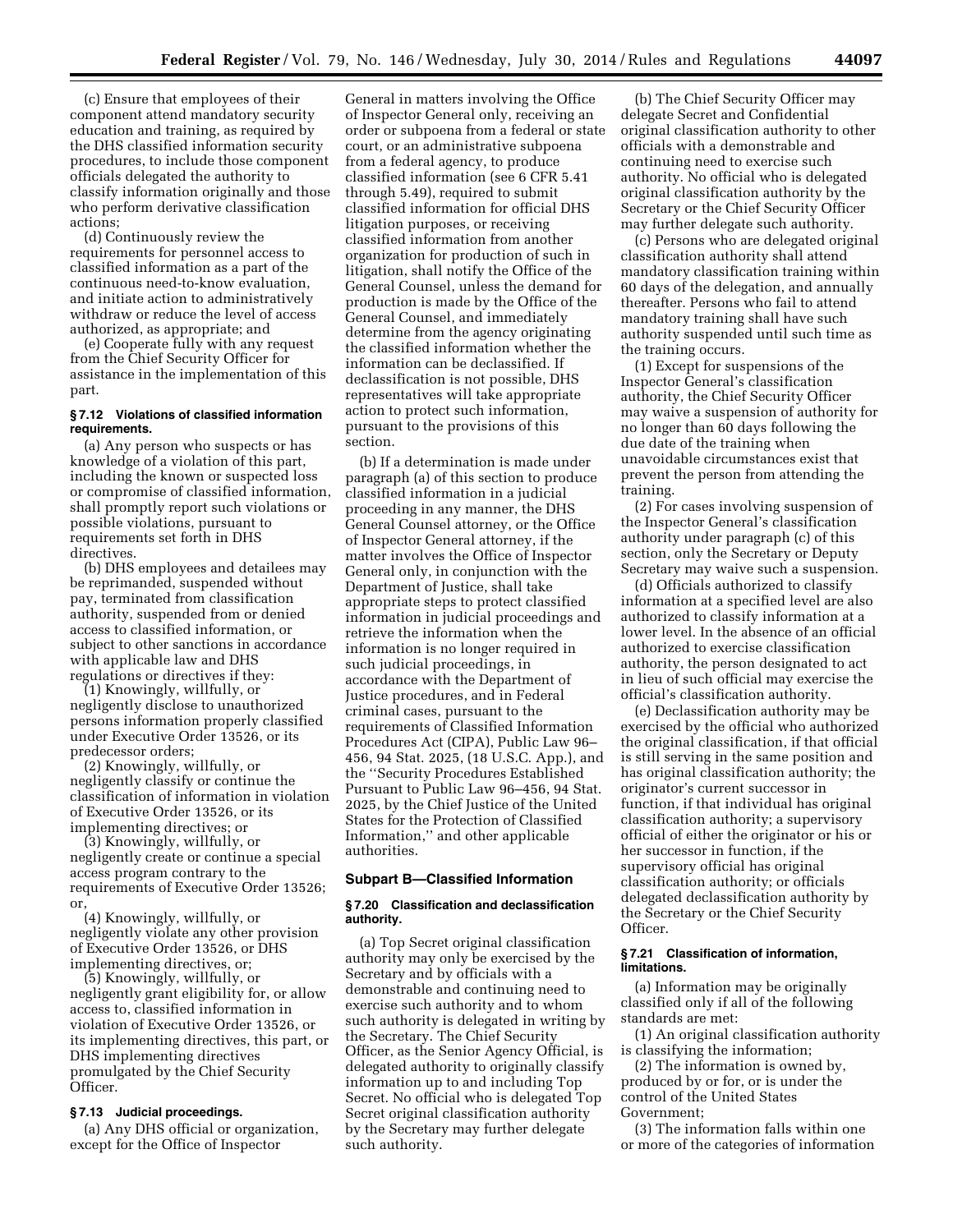(c) Ensure that employees of their component attend mandatory security education and training, as required by the DHS classified information security procedures, to include those component officials delegated the authority to classify information originally and those who perform derivative classification actions;

(d) Continuously review the requirements for personnel access to classified information as a part of the continuous need-to-know evaluation, and initiate action to administratively withdraw or reduce the level of access authorized, as appropriate; and

(e) Cooperate fully with any request from the Chief Security Officer for assistance in the implementation of this part.

### § 7.12 Violations of classified information requirements.

(a) Any person who suspects or has knowledge of a violation of this part, including the known or suspected loss or compromise of classified information, shall promptly report such violations or possible violations, pursuant to requirements set forth in DHS directives.

(b) DHS employees and detailees may be reprimanded, suspended without pay, terminated from classification authority, suspended from or denied access to classified information, or subject to other sanctions in accordance with applicable law and DHS regulations or directives if they:

(1) Knowingly, willfully, or negligently disclose to unauthorized persons information properly classified under Executive Order 13526, or its predecessor orders;

(2) Knowingly, willfully, or negligently classify or continue the classification of information in violation of Executive Order 13526, or its implementing directives; or

(3) Knowingly, willfully, or negligently create or continue a special access program contrary to the requirements of Executive Order 13526; or,

(4) Knowingly, willfully, or negligently violate any other provision of Executive Order 13526, or DHS implementing directives, or;

(5) Knowingly, willfully, or negligently grant eligibility for, or allow access to, classified information in violation of Executive Order 13526, or its implementing directives, this part, or DHS implementing directives promulgated by the Chief Security Officer.

### § 7.13 Judicial proceedings.

(a) Any DHS official or organization, except for the Office of Inspector General in matters involving the Office of Inspector General only, receiving an order or subpoena from a federal or state court, or an administrative subpoena from a federal agency, to produce classified information (see 6 CFR 5.41 through 5.49), required to submit classified information for official DHS litigation purposes, or receiving classified information from another organization for production of such in litigation, shall notify the Office of the General Counsel, unless the demand for production is made by the Office of the General Counsel, and immediately determine from the agency originating the classified information whether the information can be declassified. If declassification is not possible, DHS representatives will take appropriate action to protect such information, pursuant to the provisions of this section.

(b) If a determination is made under paragraph (a) of this section to produce classified information in a judicial proceeding in any manner, the DHS General Counsel attorney, or the Office of Inspector General attorney, if the matter involves the Office of Inspector General only, in conjunction with the Department of Justice, shall take appropriate steps to protect classified information in judicial proceedings and retrieve the information when the information is no longer required in such judicial proceedings, in accordance with the Department of Justice procedures, and in Federal criminal cases, pursuant to the requirements of Classified Information Procedures Act (CIPA), Public Law 96–456, 94 Stat. 2025, (18 U.S.C. App.), and the ''Security Procedures Established Pursuant to Public Law 96–456, 94 Stat. 2025, by the Chief Justice of the United States for the Protection of Classified Information,'' and other applicable authorities.

## Subpart B—Classified Information

### § 7.20 Classification and declassification authority.

(a) Top Secret original classification authority may only be exercised by the Secretary and by officials with a demonstrable and continuing need to exercise such authority and to whom such authority is delegated in writing by the Secretary. The Chief Security Officer, as the Senior Agency Official, is delegated authority to originally classify information up to and including Top Secret. No official who is delegated Top Secret original classification authority by the Secretary may further delegate such authority.

(b) The Chief Security Officer may delegate Secret and Confidential original classification authority to other officials with a demonstrable and continuing need to exercise such authority. No official who is delegated original classification authority by the Secretary or the Chief Security Officer may further delegate such authority.

(c) Persons who are delegated original classification authority shall attend mandatory classification training within 60 days of the delegation, and annually thereafter. Persons who fail to attend mandatory training shall have such authority suspended until such time as the training occurs.

(1) Except for suspensions of the Inspector General's classification authority, the Chief Security Officer may waive a suspension of authority for no longer than 60 days following the due date of the training when unavoidable circumstances exist that prevent the person from attending the training.

(2) For cases involving suspension of the Inspector General's classification authority under paragraph (c) of this section, only the Secretary or Deputy Secretary may waive such a suspension.

(d) Officials authorized to classify information at a specified level are also authorized to classify information at a lower level. In the absence of an official authorized to exercise classification authority, the person designated to act in lieu of such official may exercise the official's classification authority.

(e) Declassification authority may be exercised by the official who authorized the original classification, if that official is still serving in the same position and has original classification authority; the originator's current successor in function, if that individual has original classification authority; a supervisory official of either the originator or his or her successor in function, if the supervisory official has original classification authority; or officials delegated declassification authority by the Secretary or the Chief Security Officer.

### § 7.21 Classification of information, limitations.

(a) Information may be originally classified only if all of the following standards are met:

(1) An original classification authority is classifying the information;

(2) The information is owned by, produced by or for, or is under the control of the United States Government;

(3) The information falls within one or more of the categories of information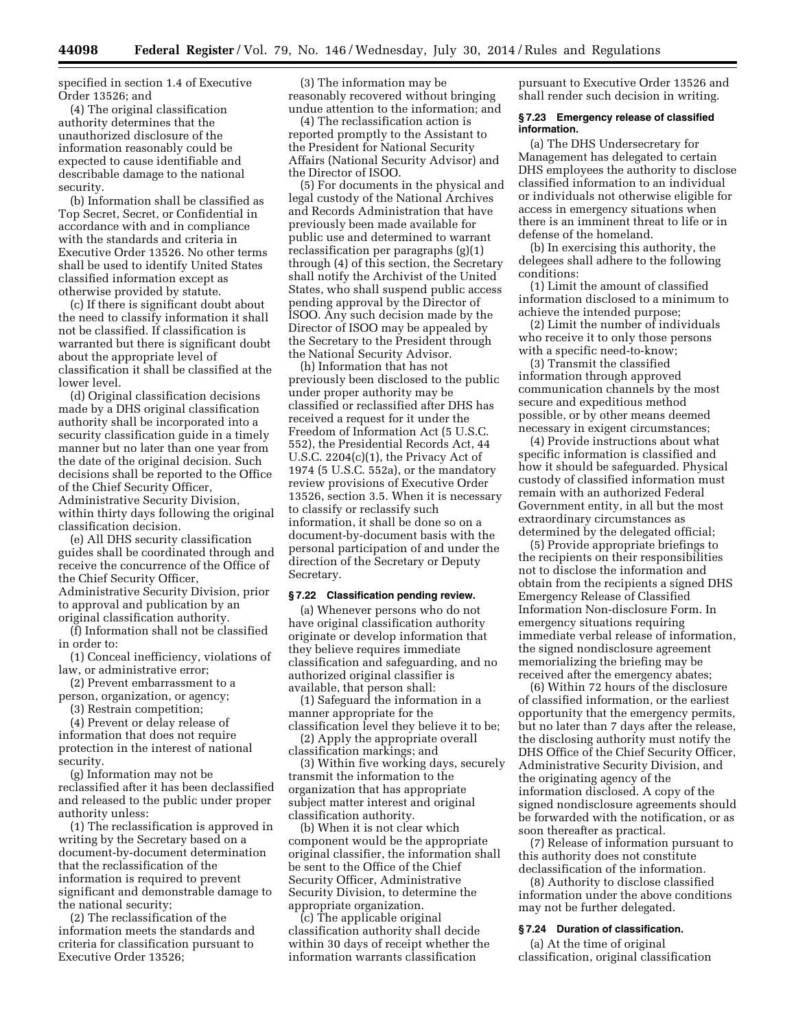specified in section 1.4 of Executive Order 13526; and

(4) The original classification authority determines that the unauthorized disclosure of the information reasonably could be expected to cause identifiable and describable damage to the national security.

(b) Information shall be classified as Top Secret, Secret, or Confidential in accordance with and in compliance with the standards and criteria in Executive Order 13526. No other terms shall be used to identify United States classified information except as otherwise provided by statute.

(c) If there is significant doubt about the need to classify information it shall not be classified. If classification is warranted but there is significant doubt about the appropriate level of classification it shall be classified at the lower level.

(d) Original classification decisions made by a DHS original classification authority shall be incorporated into a security classification guide in a timely manner but no later than one year from the date of the original decision. Such decisions shall be reported to the Office of the Chief Security Officer, Administrative Security Division, within thirty days following the original classification decision.

(e) All DHS security classification guides shall be coordinated through and receive the concurrence of the Office of the Chief Security Officer, Administrative Security Division, prior to approval and publication by an original classification authority.

(f) Information shall not be classified in order to:

(1) Conceal inefficiency, violations of law, or administrative error;

(2) Prevent embarrassment to a person, organization, or agency;

(3) Restrain competition;

(4) Prevent or delay release of information that does not require protection in the interest of national security.

(g) Information may not be reclassified after it has been declassified and released to the public under proper authority unless:

(1) The reclassification is approved in writing by the Secretary based on a document-by-document determination that the reclassification of the information is required to prevent significant and demonstrable damage to the national security;

(2) The reclassification of the information meets the standards and criteria for classification pursuant to Executive Order 13526;

(3) The information may be reasonably recovered without bringing undue attention to the information; and

(4) The reclassification action is reported promptly to the Assistant to the President for National Security Affairs (National Security Advisor) and the Director of ISOO.

(5) For documents in the physical and legal custody of the National Archives and Records Administration that have previously been made available for public use and determined to warrant reclassification per paragraphs (g)(1) through (4) of this section, the Secretary shall notify the Archivist of the United States, who shall suspend public access pending approval by the Director of ISOO. Any such decision made by the Director of ISOO may be appealed by the Secretary to the President through the National Security Advisor.

(h) Information that has not previously been disclosed to the public under proper authority may be classified or reclassified after DHS has received a request for it under the Freedom of Information Act (5 U.S.C. 552), the Presidential Records Act, 44 U.S.C. 2204(c)(1), the Privacy Act of 1974 (5 U.S.C. 552a), or the mandatory review provisions of Executive Order 13526, section 3.5. When it is necessary to classify or reclassify such information, it shall be done so on a document-by-document basis with the personal participation of and under the direction of the Secretary or Deputy Secretary.

### § 7.22 Classification pending review.

(a) Whenever persons who do not have original classification authority originate or develop information that they believe requires immediate classification and safeguarding, and no authorized original classifier is available, that person shall:

(1) Safeguard the information in a manner appropriate for the classification level they believe it to be;

(2) Apply the appropriate overall classification markings; and

(3) Within five working days, securely transmit the information to the organization that has appropriate subject matter interest and original classification authority.

(b) When it is not clear which component would be the appropriate original classifier, the information shall be sent to the Office of the Chief Security Officer, Administrative Security Division, to determine the appropriate organization.

(c) The applicable original classification authority shall decide within 30 days of receipt whether the information warrants classification pursuant to Executive Order 13526 and shall render such decision in writing.

### § 7.23 Emergency release of classified information.

(a) The DHS Undersecretary for Management has delegated to certain DHS employees the authority to disclose classified information to an individual or individuals not otherwise eligible for access in emergency situations when there is an imminent threat to life or in defense of the homeland.

(b) In exercising this authority, the delegees shall adhere to the following conditions:

(1) Limit the amount of classified information disclosed to a minimum to achieve the intended purpose;

(2) Limit the number of individuals who receive it to only those persons with a specific need-to-know;

(3) Transmit the classified information through approved communication channels by the most secure and expeditious method possible, or by other means deemed necessary in exigent circumstances;

(4) Provide instructions about what specific information is classified and how it should be safeguarded. Physical custody of classified information must remain with an authorized Federal Government entity, in all but the most extraordinary circumstances as determined by the delegated official;

(5) Provide appropriate briefings to the recipients on their responsibilities not to disclose the information and obtain from the recipients a signed DHS Emergency Release of Classified Information Non-disclosure Form. In emergency situations requiring immediate verbal release of information, the signed nondisclosure agreement memorializing the briefing may be received after the emergency abates;

(6) Within 72 hours of the disclosure of classified information, or the earliest opportunity that the emergency permits, but no later than 7 days after the release, the disclosing authority must notify the DHS Office of the Chief Security Officer, Administrative Security Division, and the originating agency of the information disclosed. A copy of the signed nondisclosure agreements should be forwarded with the notification, or as soon thereafter as practical.

(7) Release of information pursuant to this authority does not constitute declassification of the information.

(8) Authority to disclose classified information under the above conditions may not be further delegated.

### § 7.24 Duration of classification.

(a) At the time of original classification, original classification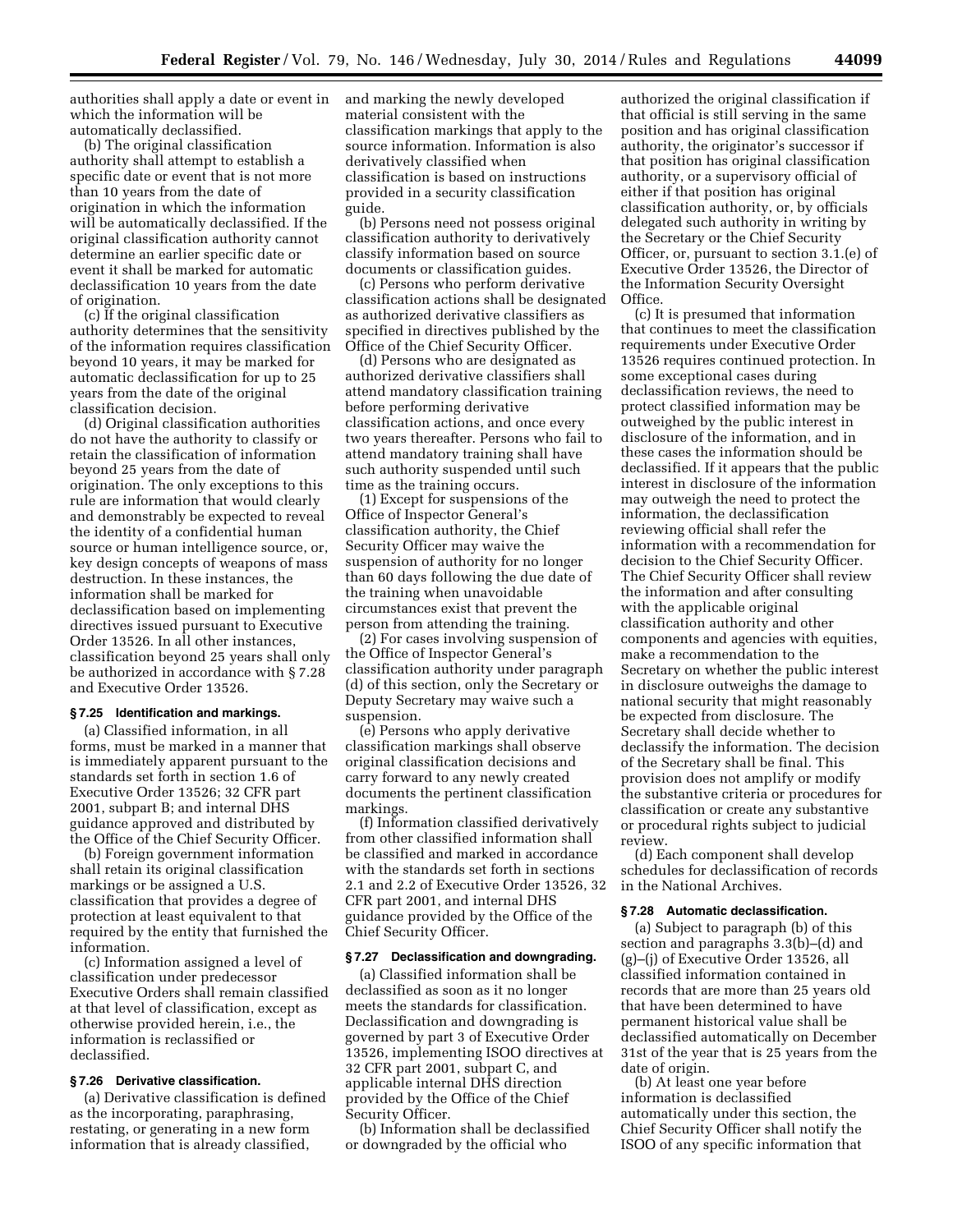authorities shall apply a date or event in which the information will be automatically declassified.

(b) The original classification authority shall attempt to establish a specific date or event that is not more than 10 years from the date of origination in which the information will be automatically declassified. If the original classification authority cannot determine an earlier specific date or event it shall be marked for automatic declassification 10 years from the date of origination.

(c) If the original classification authority determines that the sensitivity of the information requires classification beyond 10 years, it may be marked for automatic declassification for up to 25 years from the date of the original classification decision.

(d) Original classification authorities do not have the authority to classify or retain the classification of information beyond 25 years from the date of origination. The only exceptions to this rule are information that would clearly and demonstrably be expected to reveal the identity of a confidential human source or human intelligence source, or, key design concepts of weapons of mass destruction. In these instances, the information shall be marked for declassification based on implementing directives issued pursuant to Executive Order 13526. In all other instances, classification beyond 25 years shall only be authorized in accordance with § 7.28 and Executive Order 13526.

### § 7.25 Identification and markings.

(a) Classified information, in all forms, must be marked in a manner that is immediately apparent pursuant to the standards set forth in section 1.6 of Executive Order 13526; 32 CFR part 2001, subpart B; and internal DHS guidance approved and distributed by the Office of the Chief Security Officer.

(b) Foreign government information shall retain its original classification markings or be assigned a U.S. classification that provides a degree of protection at least equivalent to that required by the entity that furnished the information.

(c) Information assigned a level of classification under predecessor Executive Orders shall remain classified at that level of classification, except as otherwise provided herein, i.e., the information is reclassified or declassified.

### § 7.26 Derivative classification.

(a) Derivative classification is defined as the incorporating, paraphrasing, restating, or generating in a new form information that is already classified, and marking the newly developed material consistent with the classification markings that apply to the source information. Information is also derivatively classified when classification is based on instructions provided in a security classification guide.

(b) Persons need not possess original classification authority to derivatively classify information based on source documents or classification guides.

(c) Persons who perform derivative classification actions shall be designated as authorized derivative classifiers as specified in directives published by the Office of the Chief Security Officer.

(d) Persons who are designated as authorized derivative classifiers shall attend mandatory classification training before performing derivative classification actions, and once every two years thereafter. Persons who fail to attend mandatory training shall have such authority suspended until such time as the training occurs.

(1) Except for suspensions of the Office of Inspector General's classification authority, the Chief Security Officer may waive the suspension of authority for no longer than 60 days following the due date of the training when unavoidable circumstances exist that prevent the person from attending the training.

(2) For cases involving suspension of the Office of Inspector General's classification authority under paragraph (d) of this section, only the Secretary or Deputy Secretary may waive such a suspension.

(e) Persons who apply derivative classification markings shall observe original classification decisions and carry forward to any newly created documents the pertinent classification markings.

(f) Information classified derivatively from other classified information shall be classified and marked in accordance with the standards set forth in sections 2.1 and 2.2 of Executive Order 13526, 32 CFR part 2001, and internal DHS guidance provided by the Office of the Chief Security Officer.

### § 7.27 Declassification and downgrading.

(a) Classified information shall be declassified as soon as it no longer meets the standards for classification. Declassification and downgrading is governed by part 3 of Executive Order 13526, implementing ISOO directives at 32 CFR part 2001, subpart C, and applicable internal DHS direction provided by the Office of the Chief Security Officer.

(b) Information shall be declassified or downgraded by the official who authorized the original classification if that official is still serving in the same position and has original classification authority, the originator's successor if that position has original classification authority, or a supervisory official of either if that position has original classification authority, or, by officials delegated such authority in writing by the Secretary or the Chief Security Officer, or, pursuant to section 3.1.(e) of Executive Order 13526, the Director of the Information Security Oversight Office.

(c) It is presumed that information that continues to meet the classification requirements under Executive Order 13526 requires continued protection. In some exceptional cases during declassification reviews, the need to protect classified information may be outweighed by the public interest in disclosure of the information, and in these cases the information should be declassified. If it appears that the public interest in disclosure of the information may outweigh the need to protect the information, the declassification reviewing official shall refer the information with a recommendation for decision to the Chief Security Officer. The Chief Security Officer shall review the information and after consulting with the applicable original classification authority and other components and agencies with equities, make a recommendation to the Secretary on whether the public interest in disclosure outweighs the damage to national security that might reasonably be expected from disclosure. The Secretary shall decide whether to declassify the information. The decision of the Secretary shall be final. This provision does not amplify or modify the substantive criteria or procedures for classification or create any substantive or procedural rights subject to judicial review.

(d) Each component shall develop schedules for declassification of records in the National Archives.

### § 7.28 Automatic declassification.

(a) Subject to paragraph (b) of this section and paragraphs 3.3(b)–(d) and (g)–(j) of Executive Order 13526, all classified information contained in records that are more than 25 years old that have been determined to have permanent historical value shall be declassified automatically on December 31st of the year that is 25 years from the date of origin.

(b) At least one year before information is declassified automatically under this section, the Chief Security Officer shall notify the ISOO of any specific information that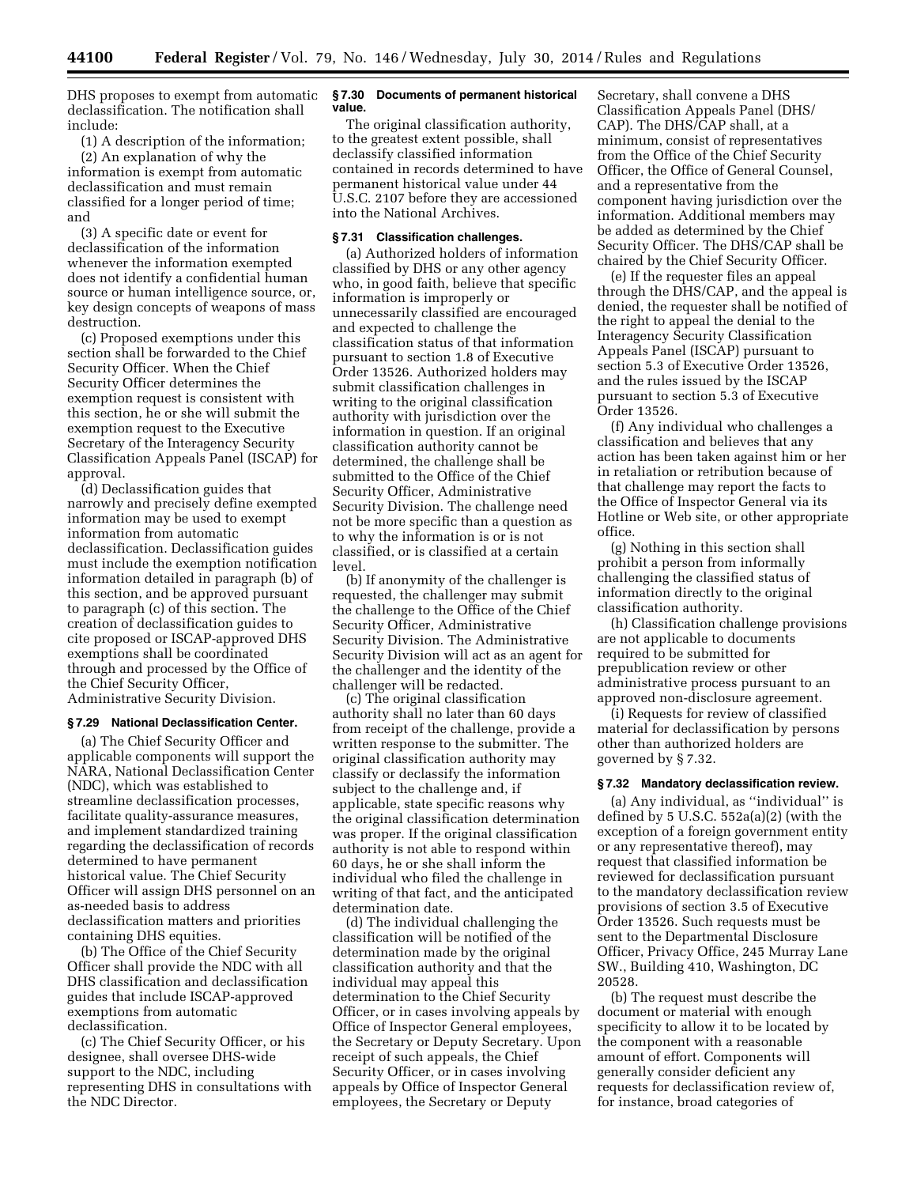DHS proposes to exempt from automatic declassification. The notification shall include:

(1) A description of the information;

(2) An explanation of why the information is exempt from automatic declassification and must remain classified for a longer period of time; and

(3) A specific date or event for declassification of the information whenever the information exempted does not identify a confidential human source or human intelligence source, or, key design concepts of weapons of mass destruction.

(c) Proposed exemptions under this section shall be forwarded to the Chief Security Officer. When the Chief Security Officer determines the exemption request is consistent with this section, he or she will submit the exemption request to the Executive Secretary of the Interagency Security Classification Appeals Panel (ISCAP) for approval.

(d) Declassification guides that narrowly and precisely define exempted information may be used to exempt information from automatic declassification. Declassification guides must include the exemption notification information detailed in paragraph (b) of this section, and be approved pursuant to paragraph (c) of this section. The creation of declassification guides to cite proposed or ISCAP-approved DHS exemptions shall be coordinated through and processed by the Office of the Chief Security Officer, Administrative Security Division.

### § 7.29 National Declassification Center.

(a) The Chief Security Officer and applicable components will support the NARA, National Declassification Center (NDC), which was established to streamline declassification processes, facilitate quality-assurance measures, and implement standardized training regarding the declassification of records determined to have permanent historical value. The Chief Security Officer will assign DHS personnel on an as-needed basis to address declassification matters and priorities containing DHS equities.

(b) The Office of the Chief Security Officer shall provide the NDC with all DHS classification and declassification guides that include ISCAP-approved exemptions from automatic declassification.

(c) The Chief Security Officer, or his designee, shall oversee DHS-wide support to the NDC, including representing DHS in consultations with the NDC Director.

### § 7.30 Documents of permanent historical value.

The original classification authority, to the greatest extent possible, shall declassify classified information contained in records determined to have permanent historical value under 44 U.S.C. 2107 before they are accessioned into the National Archives.

### § 7.31 Classification challenges.

(a) Authorized holders of information classified by DHS or any other agency who, in good faith, believe that specific information is improperly or unnecessarily classified are encouraged and expected to challenge the classification status of that information pursuant to section 1.8 of Executive Order 13526. Authorized holders may submit classification challenges in writing to the original classification authority with jurisdiction over the information in question. If an original classification authority cannot be determined, the challenge shall be submitted to the Office of the Chief Security Officer, Administrative Security Division. The challenge need not be more specific than a question as to why the information is or is not classified, or is classified at a certain level.

(b) If anonymity of the challenger is requested, the challenger may submit the challenge to the Office of the Chief Security Officer, Administrative Security Division. The Administrative Security Division will act as an agent for the challenger and the identity of the challenger will be redacted.

(c) The original classification authority shall no later than 60 days from receipt of the challenge, provide a written response to the submitter. The original classification authority may classify or declassify the information subject to the challenge and, if applicable, state specific reasons why the original classification determination was proper. If the original classification authority is not able to respond within 60 days, he or she shall inform the individual who filed the challenge in writing of that fact, and the anticipated determination date.

(d) The individual challenging the classification will be notified of the determination made by the original classification authority and that the individual may appeal this determination to the Chief Security Officer, or in cases involving appeals by Office of Inspector General employees, the Secretary or Deputy Secretary. Upon receipt of such appeals, the Chief Security Officer, or in cases involving appeals by Office of Inspector General employees, the Secretary or Deputy Secretary, shall convene a DHS Classification Appeals Panel (DHS/CAP). The DHS/CAP shall, at a minimum, consist of representatives from the Office of the Chief Security Officer, the Office of General Counsel, and a representative from the component having jurisdiction over the information. Additional members may be added as determined by the Chief Security Officer. The DHS/CAP shall be chaired by the Chief Security Officer.

(e) If the requester files an appeal through the DHS/CAP, and the appeal is denied, the requester shall be notified of the right to appeal the denial to the Interagency Security Classification Appeals Panel (ISCAP) pursuant to section 5.3 of Executive Order 13526, and the rules issued by the ISCAP pursuant to section 5.3 of Executive Order 13526.

(f) Any individual who challenges a classification and believes that any action has been taken against him or her in retaliation or retribution because of that challenge may report the facts to the Office of Inspector General via its Hotline or Web site, or other appropriate office.

(g) Nothing in this section shall prohibit a person from informally challenging the classified status of information directly to the original classification authority.

(h) Classification challenge provisions are not applicable to documents required to be submitted for prepublication review or other administrative process pursuant to an approved non-disclosure agreement.

(i) Requests for review of classified material for declassification by persons other than authorized holders are governed by § 7.32.

### § 7.32 Mandatory declassification review.

(a) Any individual, as "individual" is defined by 5 U.S.C. 552a(a)(2) (with the exception of a foreign government entity or any representative thereof), may request that classified information be reviewed for declassification pursuant to the mandatory declassification review provisions of section 3.5 of Executive Order 13526. Such requests must be sent to the Departmental Disclosure Officer, Privacy Office, 245 Murray Lane SW., Building 410, Washington, DC 20528.

(b) The request must describe the document or material with enough specificity to allow it to be located by the component with a reasonable amount of effort. Components will generally consider deficient any requests for declassification review of, for instance, broad categories of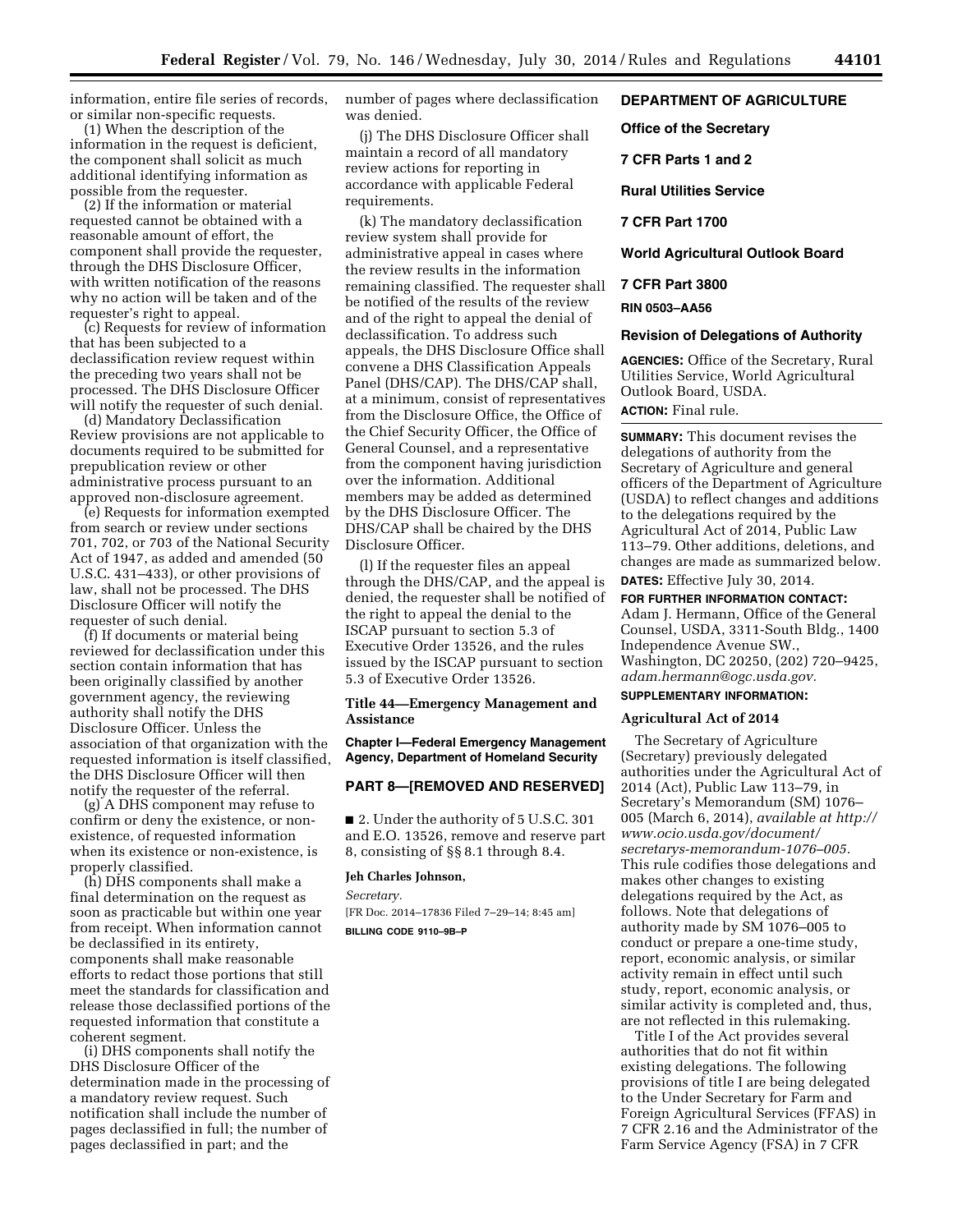information, entire file series of records, or similar non-specific requests.

(1) When the description of the information in the request is deficient, the component shall solicit as much additional identifying information as possible from the requester.

(2) If the information or material requested cannot be obtained with a reasonable amount of effort, the component shall provide the requester, through the DHS Disclosure Officer, with written notification of the reasons why no action will be taken and of the requester's right to appeal.

(c) Requests for review of information that has been subjected to a declassification review request within the preceding two years shall not be processed. The DHS Disclosure Officer will notify the requester of such denial.

(d) Mandatory Declassification Review provisions are not applicable to documents required to be submitted for prepublication review or other administrative process pursuant to an approved non-disclosure agreement.

(e) Requests for information exempted from search or review under sections 701, 702, or 703 of the National Security Act of 1947, as added and amended (50 U.S.C. 431–433), or other provisions of law, shall not be processed. The DHS Disclosure Officer will notify the requester of such denial.

(f) If documents or material being reviewed for declassification under this section contain information that has been originally classified by another government agency, the reviewing authority shall notify the DHS Disclosure Officer. Unless the association of that organization with the requested information is itself classified, the DHS Disclosure Officer will then notify the requester of the referral.

(g) A DHS component may refuse to confirm or deny the existence, or non-existence, of requested information when its existence or non-existence, is properly classified.

(h) DHS components shall make a final determination on the request as soon as practicable but within one year from receipt. When information cannot be declassified in its entirety, components shall make reasonable efforts to redact those portions that still meet the standards for classification and release those declassified portions of the requested information that constitute a coherent segment.

(i) DHS components shall notify the DHS Disclosure Officer of the determination made in the processing of a mandatory review request. Such notification shall include the number of pages declassified in full; the number of pages declassified in part; and the number of pages where declassification was denied.

(j) The DHS Disclosure Officer shall maintain a record of all mandatory review actions for reporting in accordance with applicable Federal requirements.

(k) The mandatory declassification review system shall provide for administrative appeal in cases where the review results in the information remaining classified. The requester shall be notified of the results of the review and of the right to appeal the denial of declassification. To address such appeals, the DHS Disclosure Office shall convene a DHS Classification Appeals Panel (DHS/CAP). The DHS/CAP shall, at a minimum, consist of representatives from the Disclosure Office, the Office of the Chief Security Officer, the Office of General Counsel, and a representative from the component having jurisdiction over the information. Additional members may be added as determined by the DHS Disclosure Officer. The DHS/CAP shall be chaired by the DHS Disclosure Officer.

(l) If the requester files an appeal through the DHS/CAP, and the appeal is denied, the requester shall be notified of the right to appeal the denial to the ISCAP pursuant to section 5.3 of Executive Order 13526, and the rules issued by the ISCAP pursuant to section 5.3 of Executive Order 13526.

## Title 44—Emergency Management and Assistance

### Chapter I—Federal Emergency Management Agency, Department of Homeland Security

### PART 8—[REMOVED AND RESERVED]

■ 2. Under the authority of 5 U.S.C. 301 and E.O. 13526, remove and reserve part 8, consisting of §§ 8.1 through 8.4.

**Jeh Charles Johnson,**

*Secretary.*

[FR Doc. 2014–17836 Filed 7–29–14; 8:45 am]

**BILLING CODE 9110–9B–P**

## DEPARTMENT OF AGRICULTURE

**Office of the Secretary**

**7 CFR Parts 1 and 2**

**Rural Utilities Service**

**7 CFR Part 1700**

**World Agricultural Outlook Board**

**7 CFR Part 3800**

**RIN 0503–AA56**

### Revision of Delegations of Authority

**AGENCIES:** Office of the Secretary, Rural Utilities Service, World Agricultural Outlook Board, USDA.

**ACTION:** Final rule.

**SUMMARY:** This document revises the delegations of authority from the Secretary of Agriculture and general officers of the Department of Agriculture (USDA) to reflect changes and additions to the delegations required by the Agricultural Act of 2014, Public Law 113–79. Other additions, deletions, and changes are made as summarized below.

**DATES:** Effective July 30, 2014.

**FOR FURTHER INFORMATION CONTACT:** Adam J. Hermann, Office of the General Counsel, USDA, 3311-South Bldg., 1400 Independence Avenue SW., Washington, DC 20250, (202) 720–9425, *adam.hermann@ogc.usda.gov.*

**SUPPLEMENTARY INFORMATION:**

### Agricultural Act of 2014

The Secretary of Agriculture (Secretary) previously delegated authorities under the Agricultural Act of 2014 (Act), Public Law 113–79, in Secretary's Memorandum (SM) 1076–005 (March 6, 2014), *available at http://www.ocio.usda.gov/document/secretarys-memorandum-1076–005.* This rule codifies those delegations and makes other changes to existing delegations required by the Act, as follows. Note that delegations of authority made by SM 1076–005 to conduct or prepare a one-time study, report, economic analysis, or similar activity remain in effect until such study, report, economic analysis, or similar activity is completed and, thus, are not reflected in this rulemaking.

Title I of the Act provides several authorities that do not fit within existing delegations. The following provisions of title I are being delegated to the Under Secretary for Farm and Foreign Agricultural Services (FFAS) in 7 CFR 2.16 and the Administrator of the Farm Service Agency (FSA) in 7 CFR